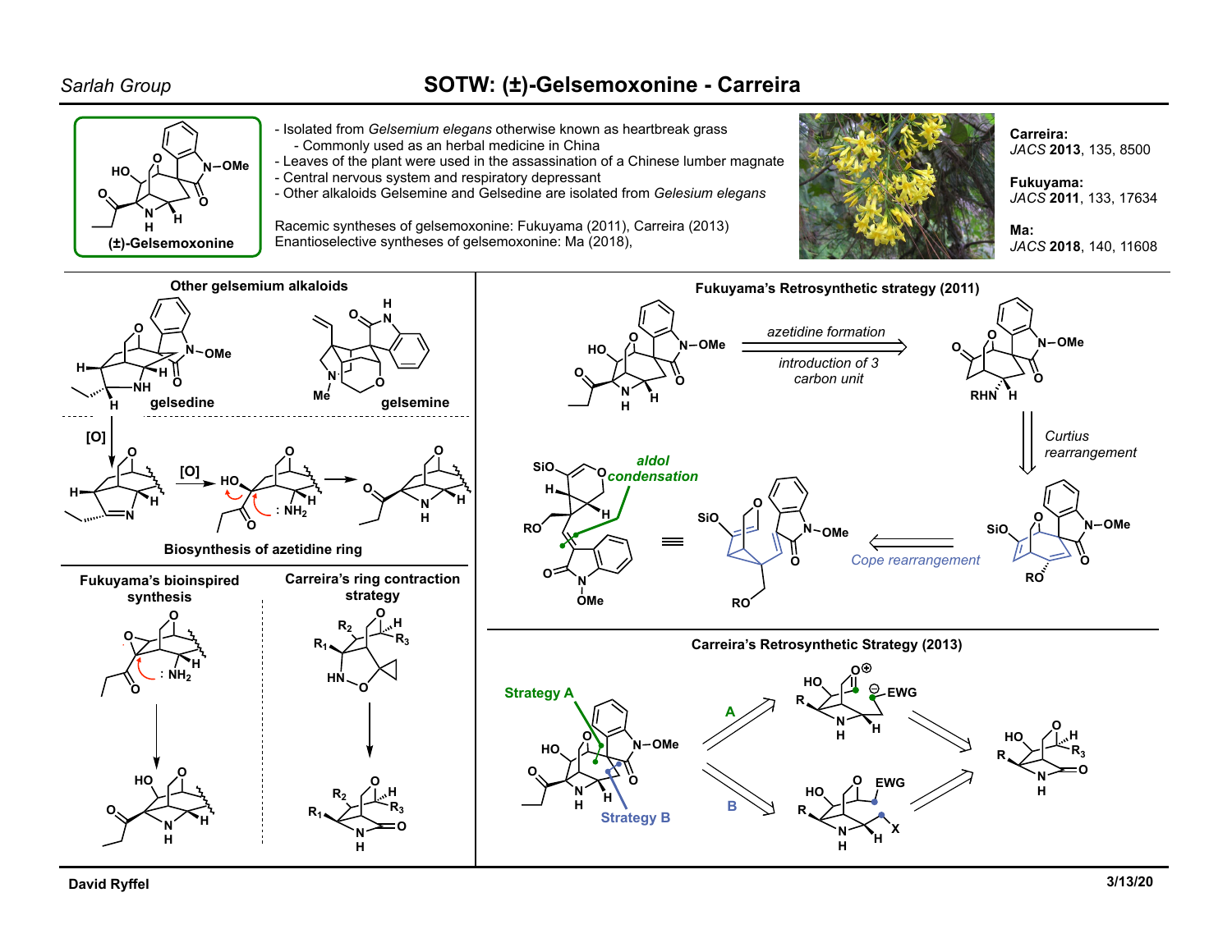# SOTW: (±)-Gelsemoxonine - Carreira

(±)-Gelsemoxonine

- Isolated from *Gelsemium elegans* otherwise known as heartbreak grass
  - Commonly used as an herbal medicine in China
- Leaves of the plant were used in the assassination of a Chinese lumber magnate
- Central nervous system and respiratory depressant
- Other alkaloids Gelsemine and Gelsedine are isolated from *Gelesium elegans*

Racemic syntheses of gelsemoxonine: Fukuyama (2011), Carreira (2013)
Enantioselective syntheses of gelsemoxonine: Ma (2018),

**Carreira:**
*JACS* **2013**, 135, 8500

**Fukuyama:**
*JACS* **2011**, 133, 17634

**Ma:**
*JACS* **2018**, 140, 11608

## Other gelsemium alkaloids

gelsedine

gelsemine

[O]

[O]

Biosynthesis of azetidine ring

## Fukuyama's bioinspired synthesis

## Carreira's ring contraction strategy

## Fukuyama's Retrosynthetic strategy (2011)

*azetidine formation*

*introduction of 3 carbon unit*

*Curtius rearrangement*

*Cope rearrangement*

*aldol condensation*

## Carreira's Retrosynthetic Strategy (2013)

Strategy A

Strategy B

A

B

David Ryffel

3/13/20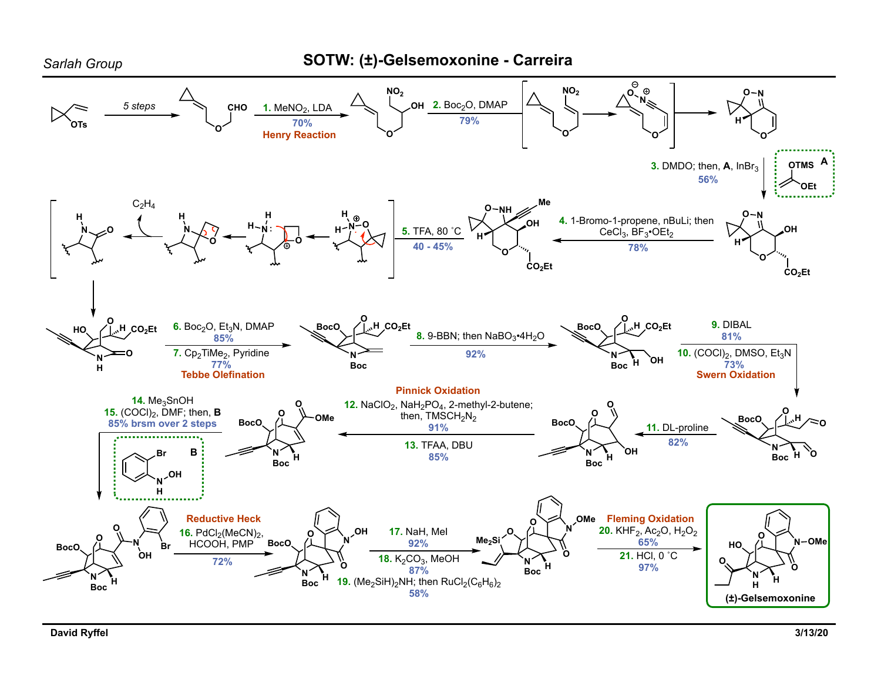# SOTW: (±)-Gelsemoxonine - Carreira

5 steps

**1.** $MeNO_2$, LDA
70%
Henry Reaction

**2.** $Boc_2O$, DMAP
79%

**3.** DMDO; then, **A**, $InBr_3$
56%

**A**: OTMS / OEt

**4.** 1-Bromo-1-propene, nBuLi; then $CeCl_3$, $BF_3$•$OEt_2$
78%

**5.** TFA, 80 °C
40 - 45%

$C_2H_4$

**6.** $Boc_2O$, $Et_3N$, DMAP
85%

**7.** $Cp_2TiMe_2$, Pyridine
77%
Tebbe Olefination

**8.** 9-BBN; then $NaBO_3$•$4H_2O$
92%

**9.** DIBAL
81%

**10.** $(COCl)_2$, DMSO, $Et_3N$
73%
Swern Oxidation

**11.** DL-proline
82%

Pinnick Oxidation

**12.** $NaClO_2$, $NaH_2PO_4$, 2-methyl-2-butene; then, $TMSCH_2N_2$
91%

**13.** TFAA, DBU
85%

**14.** $Me_3SnOH$

**15.** $(COCl)_2$, DMF; then, **B**
85% brsm over 2 steps

**B**: 2-bromo-N-phenylhydroxylamine

Reductive Heck

**16.** $PdCl_2(MeCN)_2$, HCOOH, PMP
72%

**17.** NaH, MeI
92%

**18.** $K_2CO_3$, MeOH
87%

**19.** $(Me_2SiH)_2NH$; then $RuCl_2(C_6H_6)_2$
58%

Fleming Oxidation

**20.** $KHF_2$, $Ac_2O$, $H_2O_2$
65%

**21.** HCl, 0 °C
97%

**(±)-Gelsemoxonine**